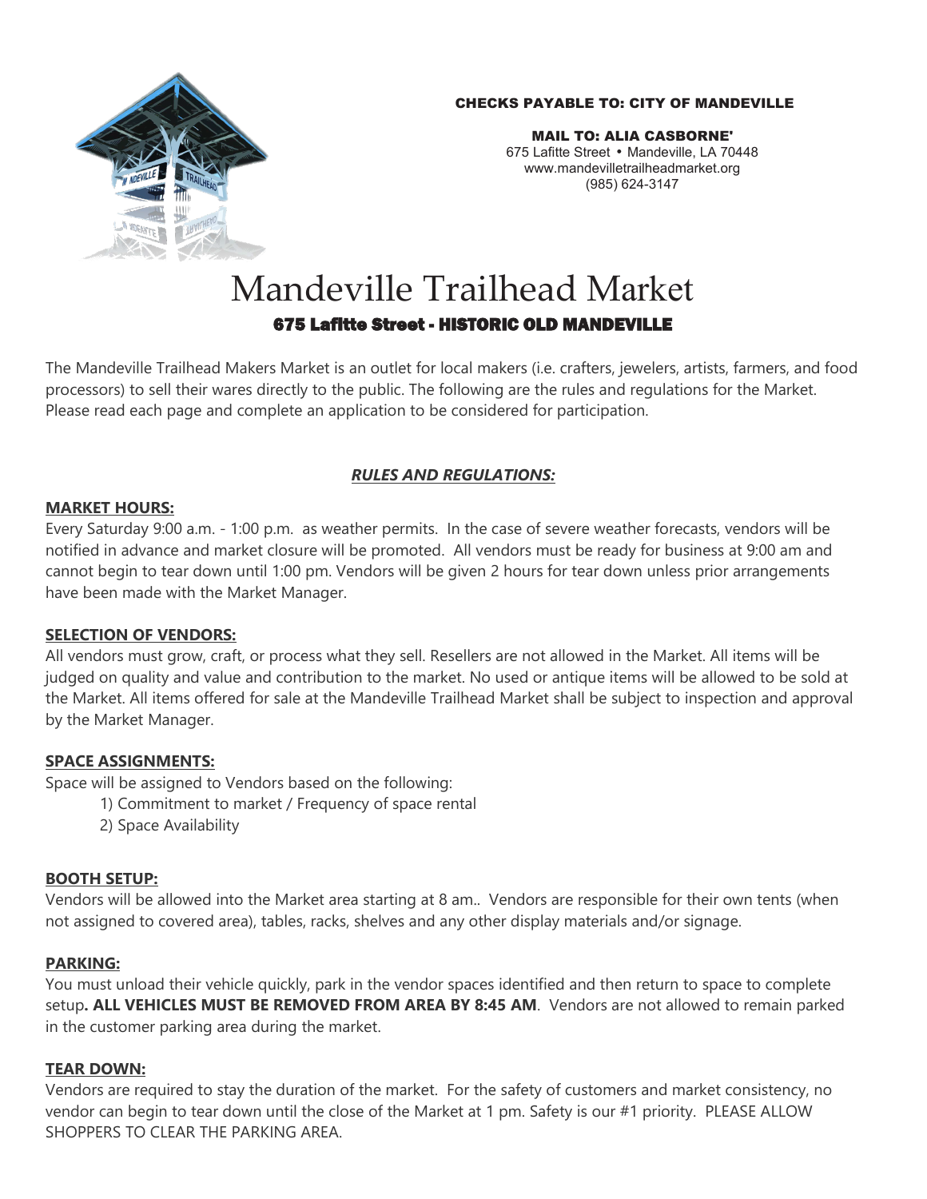CHECKS PAYABLE TO: CITY OF MANDEVILLE

MAIL TO: ALIA CASBORNE'
675 Lafitte Street • Mandeville, LA 70448
www.mandevilletrailheadmarket.org
(985) 624-3147

# Mandeville Trailhead Market

## 675 Lafitte Street - HISTORIC OLD MANDEVILLE

The Mandeville Trailhead Makers Market is an outlet for local makers (i.e. crafters, jewelers, artists, farmers, and food processors) to sell their wares directly to the public. The following are the rules and regulations for the Market. Please read each page and complete an application to be considered for participation.

***RULES AND REGULATIONS:***

### MARKET HOURS:

Every Saturday 9:00 a.m. - 1:00 p.m. as weather permits. In the case of severe weather forecasts, vendors will be notified in advance and market closure will be promoted. All vendors must be ready for business at 9:00 am and cannot begin to tear down until 1:00 pm. Vendors will be given 2 hours for tear down unless prior arrangements have been made with the Market Manager.

### SELECTION OF VENDORS:

All vendors must grow, craft, or process what they sell. Resellers are not allowed in the Market. All items will be judged on quality and value and contribution to the market. No used or antique items will be allowed to be sold at the Market. All items offered for sale at the Mandeville Trailhead Market shall be subject to inspection and approval by the Market Manager.

### SPACE ASSIGNMENTS:

Space will be assigned to Vendors based on the following:

1) Commitment to market / Frequency of space rental
2) Space Availability

### BOOTH SETUP:

Vendors will be allowed into the Market area starting at 8 am.. Vendors are responsible for their own tents (when not assigned to covered area), tables, racks, shelves and any other display materials and/or signage.

### PARKING:

You must unload their vehicle quickly, park in the vendor spaces identified and then return to space to complete setup**. ALL VEHICLES MUST BE REMOVED FROM AREA BY 8:45 AM**. Vendors are not allowed to remain parked in the customer parking area during the market.

### TEAR DOWN:

Vendors are required to stay the duration of the market. For the safety of customers and market consistency, no vendor can begin to tear down until the close of the Market at 1 pm. Safety is our #1 priority. PLEASE ALLOW SHOPPERS TO CLEAR THE PARKING AREA.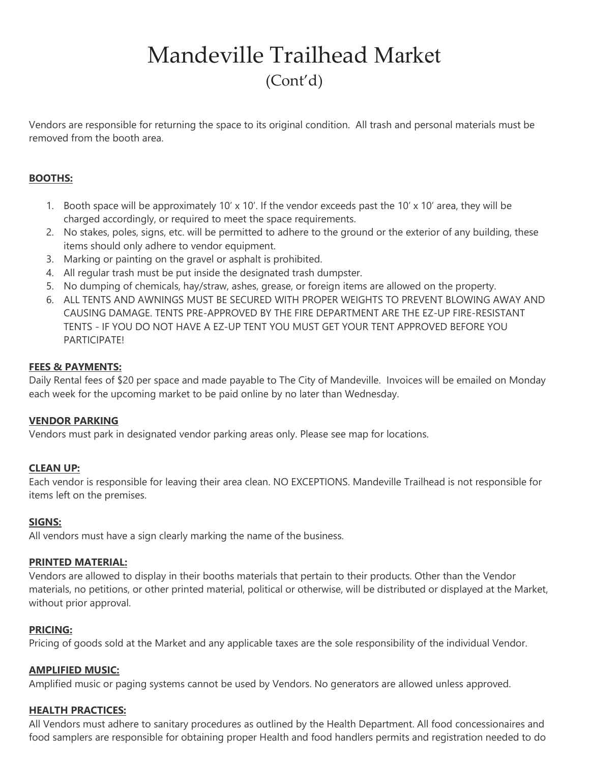# Mandeville Trailhead Market

(Cont'd)

Vendors are responsible for returning the space to its original condition. All trash and personal materials must be removed from the booth area.

**BOOTHS:**

1. Booth space will be approximately 10' x 10'. If the vendor exceeds past the 10' x 10' area, they will be charged accordingly, or required to meet the space requirements.
2. No stakes, poles, signs, etc. will be permitted to adhere to the ground or the exterior of any building, these items should only adhere to vendor equipment.
3. Marking or painting on the gravel or asphalt is prohibited.
4. All regular trash must be put inside the designated trash dumpster.
5. No dumping of chemicals, hay/straw, ashes, grease, or foreign items are allowed on the property.
6. ALL TENTS AND AWNINGS MUST BE SECURED WITH PROPER WEIGHTS TO PREVENT BLOWING AWAY AND CAUSING DAMAGE. TENTS PRE-APPROVED BY THE FIRE DEPARTMENT ARE THE EZ-UP FIRE-RESISTANT TENTS - IF YOU DO NOT HAVE A EZ-UP TENT YOU MUST GET YOUR TENT APPROVED BEFORE YOU PARTICIPATE!

**FEES & PAYMENTS:**

Daily Rental fees of $20 per space and made payable to The City of Mandeville. Invoices will be emailed on Monday each week for the upcoming market to be paid online by no later than Wednesday.

**VENDOR PARKING**

Vendors must park in designated vendor parking areas only. Please see map for locations.

**CLEAN UP:**

Each vendor is responsible for leaving their area clean. NO EXCEPTIONS. Mandeville Trailhead is not responsible for items left on the premises.

**SIGNS:**

All vendors must have a sign clearly marking the name of the business.

**PRINTED MATERIAL:**

Vendors are allowed to display in their booths materials that pertain to their products. Other than the Vendor materials, no petitions, or other printed material, political or otherwise, will be distributed or displayed at the Market, without prior approval.

**PRICING:**

Pricing of goods sold at the Market and any applicable taxes are the sole responsibility of the individual Vendor.

**AMPLIFIED MUSIC:**

Amplified music or paging systems cannot be used by Vendors. No generators are allowed unless approved.

**HEALTH PRACTICES:**

All Vendors must adhere to sanitary procedures as outlined by the Health Department. All food concessionaires and food samplers are responsible for obtaining proper Health and food handlers permits and registration needed to do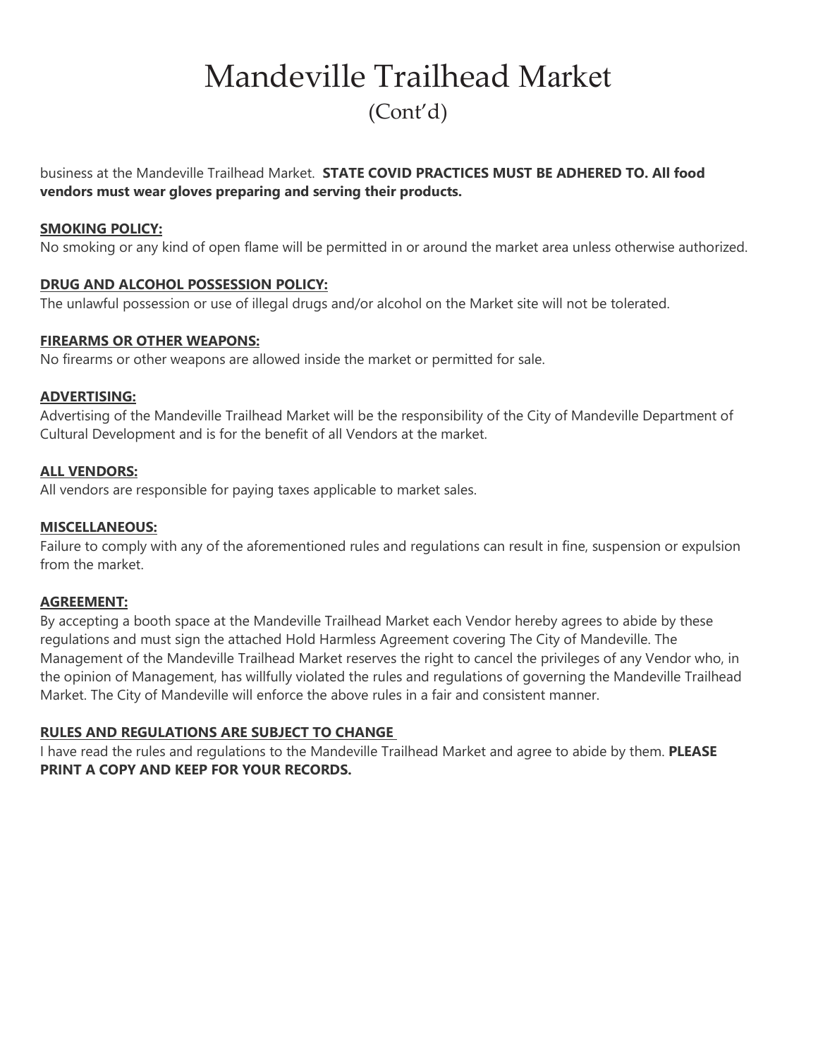# Mandeville Trailhead Market

(Cont'd)

business at the Mandeville Trailhead Market. **STATE COVID PRACTICES MUST BE ADHERED TO. All food vendors must wear gloves preparing and serving their products.**

**SMOKING POLICY:**

No smoking or any kind of open flame will be permitted in or around the market area unless otherwise authorized.

**DRUG AND ALCOHOL POSSESSION POLICY:**

The unlawful possession or use of illegal drugs and/or alcohol on the Market site will not be tolerated.

**FIREARMS OR OTHER WEAPONS:**

No firearms or other weapons are allowed inside the market or permitted for sale.

**ADVERTISING:**

Advertising of the Mandeville Trailhead Market will be the responsibility of the City of Mandeville Department of Cultural Development and is for the benefit of all Vendors at the market.

**ALL VENDORS:**

All vendors are responsible for paying taxes applicable to market sales.

**MISCELLANEOUS:**

Failure to comply with any of the aforementioned rules and regulations can result in fine, suspension or expulsion from the market.

**AGREEMENT:**

By accepting a booth space at the Mandeville Trailhead Market each Vendor hereby agrees to abide by these regulations and must sign the attached Hold Harmless Agreement covering The City of Mandeville. The Management of the Mandeville Trailhead Market reserves the right to cancel the privileges of any Vendor who, in the opinion of Management, has willfully violated the rules and regulations of governing the Mandeville Trailhead Market. The City of Mandeville will enforce the above rules in a fair and consistent manner.

**RULES AND REGULATIONS ARE SUBJECT TO CHANGE**

I have read the rules and regulations to the Mandeville Trailhead Market and agree to abide by them. **PLEASE PRINT A COPY AND KEEP FOR YOUR RECORDS.**